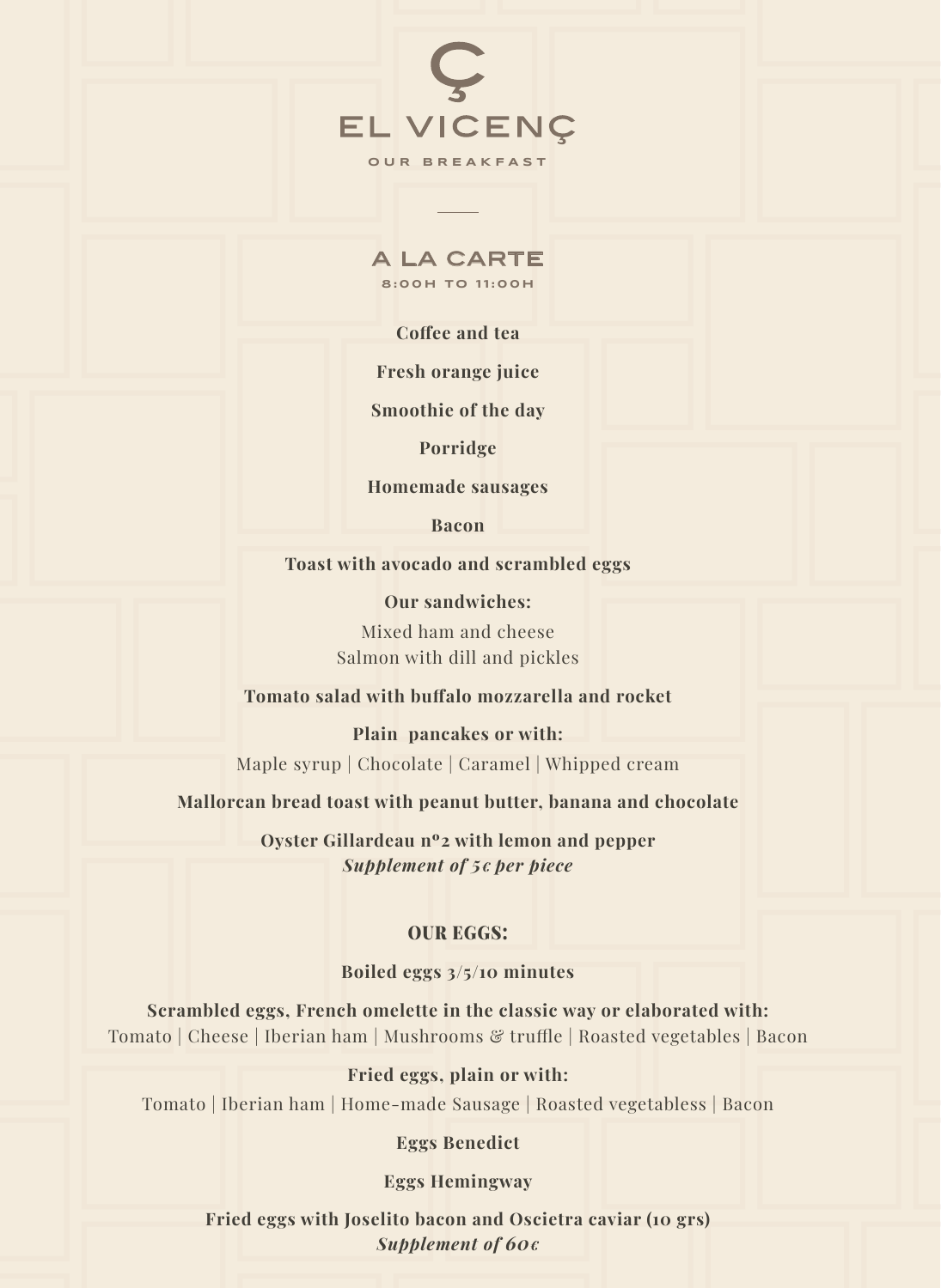# Ç

# EL VICENÇ

OUR BREAKFAST

---

## A LA CARTE

8:00H TO 11:00H

**Coffee and tea**

**Fresh orange juice**

**Smoothie of the day**

**Porridge**

**Homemade sausages**

**Bacon**

**Toast with avocado and scrambled eggs**

**Our sandwiches:**
Mixed ham and cheese
Salmon with dill and pickles

**Tomato salad with buffalo mozzarella and rocket**

**Plain pancakes or with:**
Maple syrup | Chocolate | Caramel | Whipped cream

**Mallorcan bread toast with peanut butter, banana and chocolate**

**Oyster Gillardeau nº2 with lemon and pepper**
***Supplement of 5€ per piece***

### OUR EGGS:

**Boiled eggs 3/5/10 minutes**

**Scrambled eggs, French omelette in the classic way or elaborated with:**
Tomato | Cheese | Iberian ham | Mushrooms & truffle | Roasted vegetables | Bacon

**Fried eggs, plain or with:**
Tomato | Iberian ham | Home-made Sausage | Roasted vegetabless | Bacon

**Eggs Benedict**

**Eggs Hemingway**

**Fried eggs with Joselito bacon and Oscietra caviar (10 grs)**
***Supplement of 60€***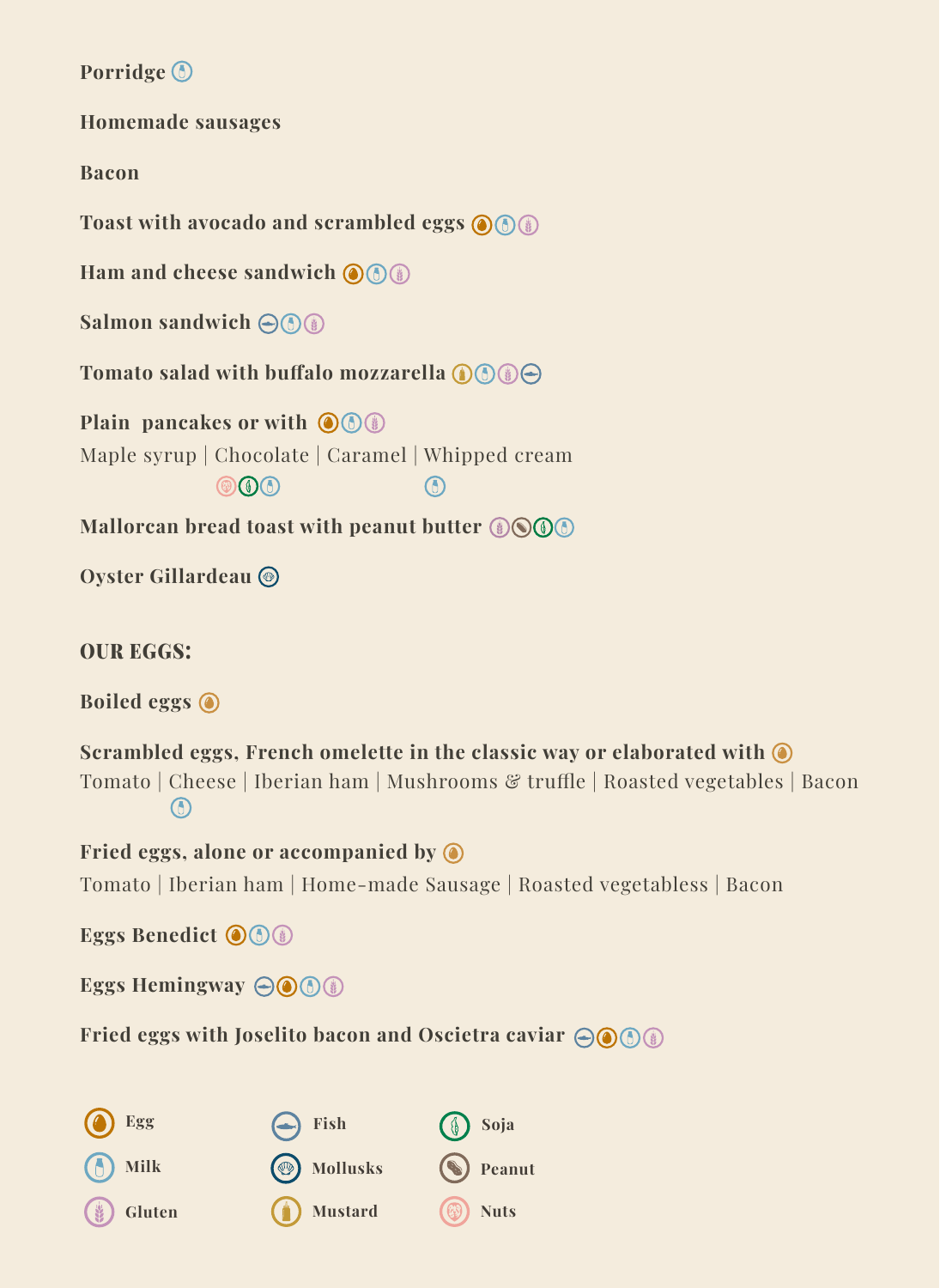**Porridge** (Milk)

**Homemade sausages**

**Bacon**

**Toast with avocado and scrambled eggs** (Egg, Milk, Gluten)

**Ham and cheese sandwich** (Egg, Milk, Gluten)

**Salmon sandwich** (Fish, Milk, Gluten)

**Tomato salad with buffalo mozzarella** (Mustard, Milk, Gluten, Fish)

**Plain pancakes or with** (Egg, Milk, Gluten)

Maple syrup | Chocolate (Nuts, Soja, Milk) | Caramel | Whipped cream (Milk)

**Mallorcan bread toast with peanut butter** (Gluten, Peanut, Soja, Milk)

**Oyster Gillardeau** (Mollusks)

**OUR EGGS:**

**Boiled eggs** (Egg)

**Scrambled eggs, French omelette in the classic way or elaborated with** (Egg)

Tomato | Cheese (Milk) | Iberian ham | Mushrooms & truffle | Roasted vegetables | Bacon

**Fried eggs, alone or accompanied by** (Egg)

Tomato | Iberian ham | Home-made Sausage | Roasted vegetabless | Bacon

**Eggs Benedict** (Egg, Milk, Gluten)

**Eggs Hemingway** (Fish, Egg, Milk, Gluten)

**Fried eggs with Joselito bacon and Oscietra caviar** (Fish, Egg, Milk, Gluten)

| | | |
|---|---|---|
| Egg | Fish | Soja |
| Milk | Mollusks | Peanut |
| Gluten | Mustard | Nuts |